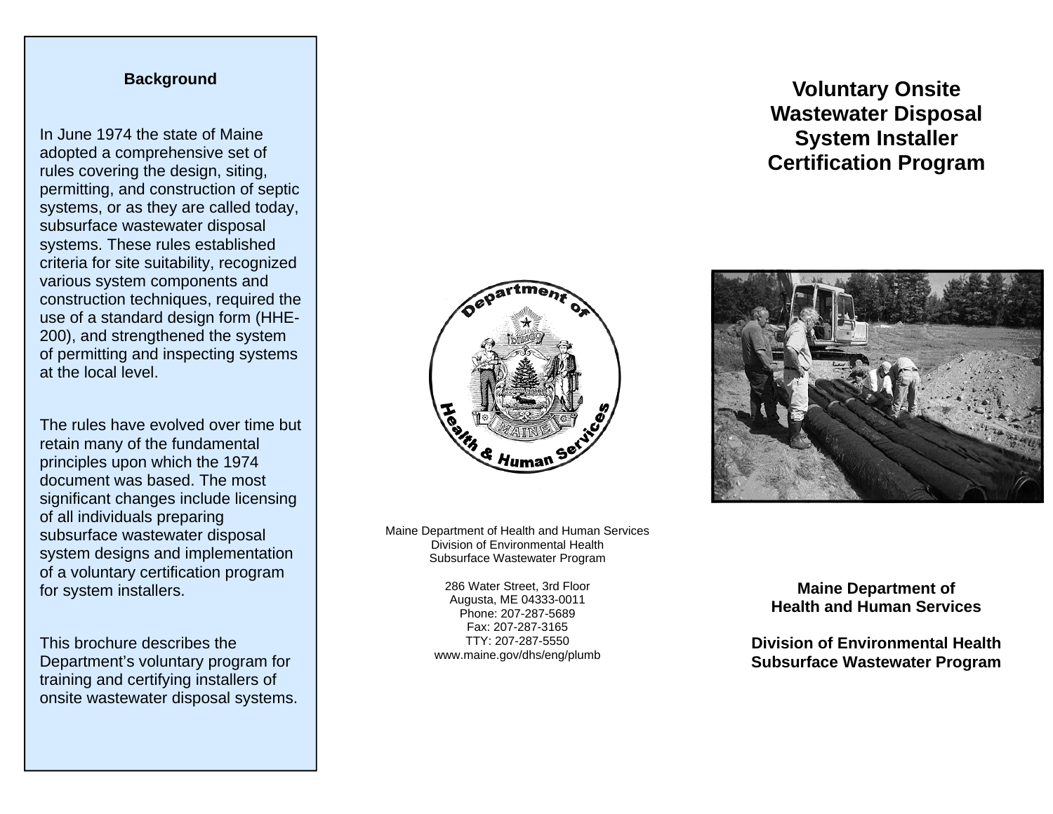## Background

In June 1974 the state of Maine adopted a comprehensive set of rules covering the design, siting, permitting, and construction of septic systems, or as they are called today, subsurface wastewater disposal systems. These rules established criteria for site suitability, recognized various system components and construction techniques, required the use of a standard design form (HHE-200), and strengthened the system of permitting and inspecting systems at the local level.

The rules have evolved over time but retain many of the fundamental principles upon which the 1974 document was based. The most significant changes include licensing of all individuals preparing subsurface wastewater disposal system designs and implementation of a voluntary certification program for system installers.

This brochure describes the Department's voluntary program for training and certifying installers of onsite wastewater disposal systems.

Maine Department of Health and Human Services
Division of Environmental Health
Subsurface Wastewater Program

286 Water Street, 3rd Floor
Augusta, ME 04333-0011
Phone: 207-287-5689
Fax: 207-287-3165
TTY: 207-287-5550
www.maine.gov/dhs/eng/plumb

# Voluntary Onsite Wastewater Disposal System Installer Certification Program

**Maine Department of Health and Human Services**

**Division of Environmental Health**
**Subsurface Wastewater Program**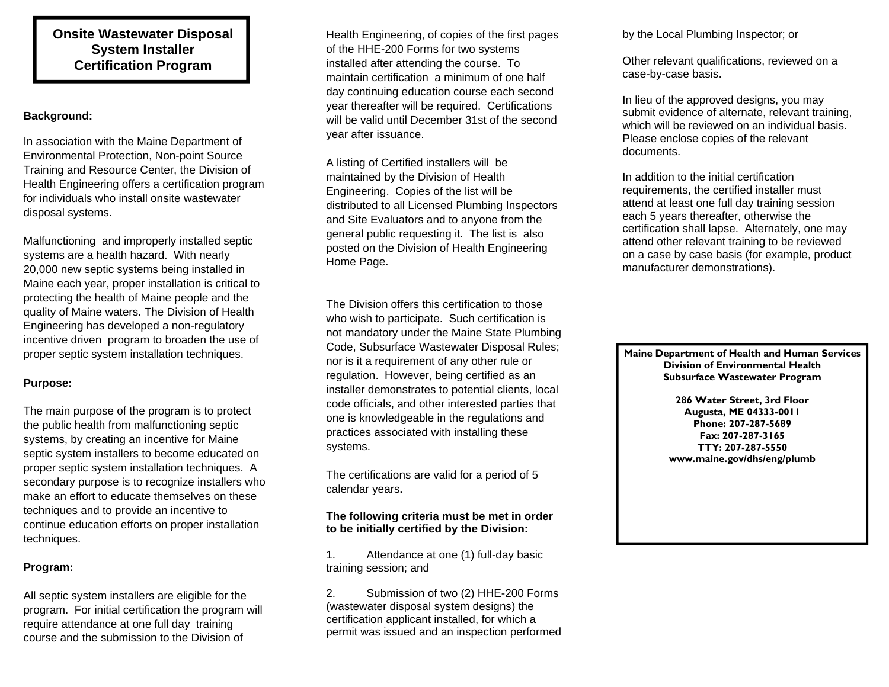# Onsite Wastewater Disposal System Installer Certification Program

**Background:**

In association with the Maine Department of Environmental Protection, Non-point Source Training and Resource Center, the Division of Health Engineering offers a certification program for individuals who install onsite wastewater disposal systems.

Malfunctioning and improperly installed septic systems are a health hazard. With nearly 20,000 new septic systems being installed in Maine each year, proper installation is critical to protecting the health of Maine people and the quality of Maine waters. The Division of Health Engineering has developed a non-regulatory incentive driven program to broaden the use of proper septic system installation techniques.

**Purpose:**

The main purpose of the program is to protect the public health from malfunctioning septic systems, by creating an incentive for Maine septic system installers to become educated on proper septic system installation techniques. A secondary purpose is to recognize installers who make an effort to educate themselves on these techniques and to provide an incentive to continue education efforts on proper installation techniques.

**Program:**

All septic system installers are eligible for the program. For initial certification the program will require attendance at one full day training course and the submission to the Division of Health Engineering, of copies of the first pages of the HHE-200 Forms for two systems installed <u>after</u> attending the course. To maintain certification a minimum of one half day continuing education course each second year thereafter will be required. Certifications will be valid until December 31st of the second year after issuance.

A listing of Certified installers will be maintained by the Division of Health Engineering. Copies of the list will be distributed to all Licensed Plumbing Inspectors and Site Evaluators and to anyone from the general public requesting it. The list is also posted on the Division of Health Engineering Home Page.

The Division offers this certification to those who wish to participate. Such certification is not mandatory under the Maine State Plumbing Code, Subsurface Wastewater Disposal Rules; nor is it a requirement of any other rule or regulation. However, being certified as an installer demonstrates to potential clients, local code officials, and other interested parties that one is knowledgeable in the regulations and practices associated with installing these systems.

The certifications are valid for a period of 5 calendar years**.**

**The following criteria must be met in order to be initially certified by the Division:**

1. Attendance at one (1) full-day basic training session; and

2. Submission of two (2) HHE-200 Forms (wastewater disposal system designs) the certification applicant installed, for which a permit was issued and an inspection performed by the Local Plumbing Inspector; or

Other relevant qualifications, reviewed on a case-by-case basis.

In lieu of the approved designs, you may submit evidence of alternate, relevant training, which will be reviewed on an individual basis. Please enclose copies of the relevant documents.

In addition to the initial certification requirements, the certified installer must attend at least one full day training session each 5 years thereafter, otherwise the certification shall lapse. Alternately, one may attend other relevant training to be reviewed on a case by case basis (for example, product manufacturer demonstrations).

**Maine Department of Health and Human Services**
**Division of Environmental Health**
**Subsurface Wastewater Program**

**286 Water Street, 3rd Floor**
**Augusta, ME 04333-0011**
**Phone: 207-287-5689**
**Fax: 207-287-3165**
**TTY: 207-287-5550**
**www.maine.gov/dhs/eng/plumb**